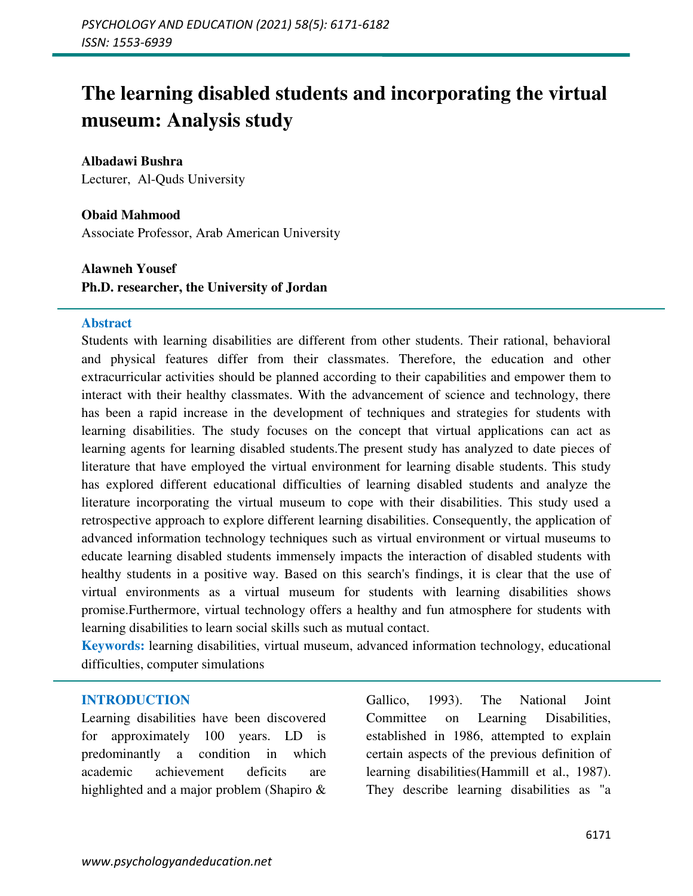# The learning disabled students and incorporating the virtual museum: Analysis study

**Albadawi Bushra**
Lecturer, Al-Quds University

**Obaid Mahmood**
Associate Professor, Arab American University

**Alawneh Yousef**
**Ph.D. researcher, the University of Jordan**

## Abstract

Students with learning disabilities are different from other students. Their rational, behavioral and physical features differ from their classmates. Therefore, the education and other extracurricular activities should be planned according to their capabilities and empower them to interact with their healthy classmates. With the advancement of science and technology, there has been a rapid increase in the development of techniques and strategies for students with learning disabilities. The study focuses on the concept that virtual applications can act as learning agents for learning disabled students.The present study has analyzed to date pieces of literature that have employed the virtual environment for learning disable students. This study has explored different educational difficulties of learning disabled students and analyze the literature incorporating the virtual museum to cope with their disabilities. This study used a retrospective approach to explore different learning disabilities. Consequently, the application of advanced information technology techniques such as virtual environment or virtual museums to educate learning disabled students immensely impacts the interaction of disabled students with healthy students in a positive way. Based on this search's findings, it is clear that the use of virtual environments as a virtual museum for students with learning disabilities shows promise.Furthermore, virtual technology offers a healthy and fun atmosphere for students with learning disabilities to learn social skills such as mutual contact.

**Keywords:** learning disabilities, virtual museum, advanced information technology, educational difficulties, computer simulations

## INTRODUCTION

Learning disabilities have been discovered for approximately 100 years. LD is predominantly a condition in which academic achievement deficits are highlighted and a major problem (Shapiro & Gallico, 1993). The National Joint Committee on Learning Disabilities, established in 1986, attempted to explain certain aspects of the previous definition of learning disabilities(Hammill et al., 1987). They describe learning disabilities as "a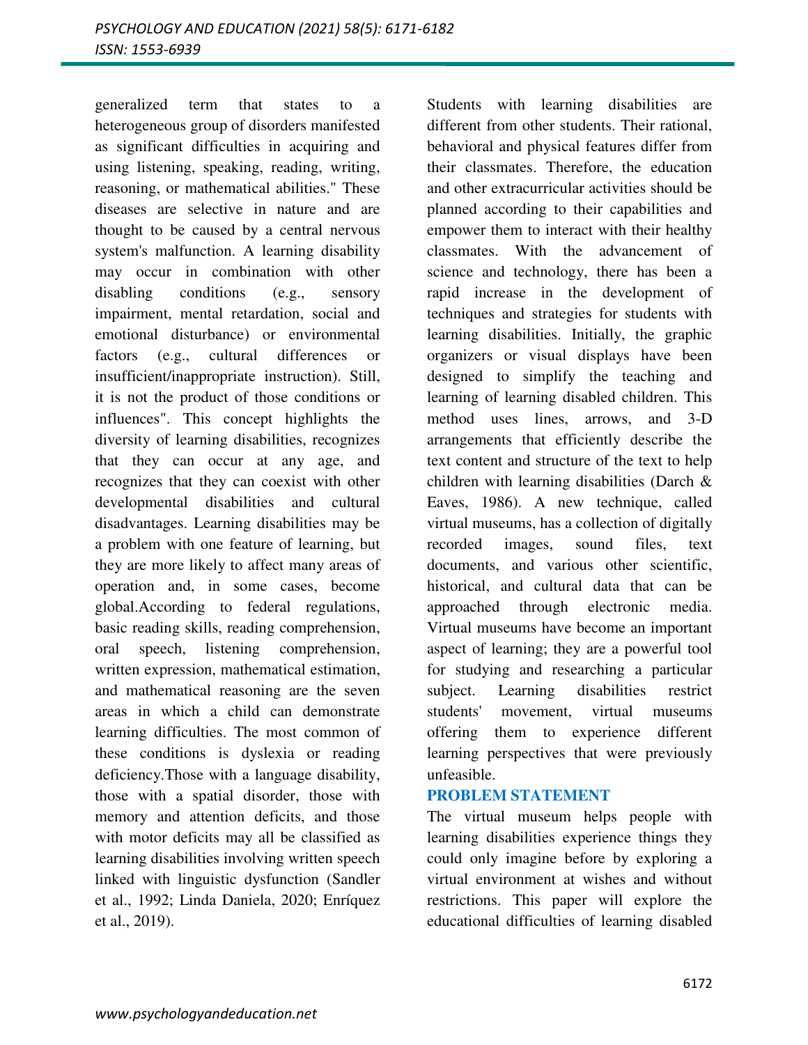generalized term that states to a heterogeneous group of disorders manifested as significant difficulties in acquiring and using listening, speaking, reading, writing, reasoning, or mathematical abilities." These diseases are selective in nature and are thought to be caused by a central nervous system's malfunction. A learning disability may occur in combination with other disabling conditions (e.g., sensory impairment, mental retardation, social and emotional disturbance) or environmental factors (e.g., cultural differences or insufficient/inappropriate instruction). Still, it is not the product of those conditions or influences". This concept highlights the diversity of learning disabilities, recognizes that they can occur at any age, and recognizes that they can coexist with other developmental disabilities and cultural disadvantages. Learning disabilities may be a problem with one feature of learning, but they are more likely to affect many areas of operation and, in some cases, become global.According to federal regulations, basic reading skills, reading comprehension, oral speech, listening comprehension, written expression, mathematical estimation, and mathematical reasoning are the seven areas in which a child can demonstrate learning difficulties. The most common of these conditions is dyslexia or reading deficiency.Those with a language disability, those with a spatial disorder, those with memory and attention deficits, and those with motor deficits may all be classified as learning disabilities involving written speech linked with linguistic dysfunction (Sandler et al., 1992; Linda Daniela, 2020; Enríquez et al., 2019).

Students with learning disabilities are different from other students. Their rational, behavioral and physical features differ from their classmates. Therefore, the education and other extracurricular activities should be planned according to their capabilities and empower them to interact with their healthy classmates. With the advancement of science and technology, there has been a rapid increase in the development of techniques and strategies for students with learning disabilities. Initially, the graphic organizers or visual displays have been designed to simplify the teaching and learning of learning disabled children. This method uses lines, arrows, and 3-D arrangements that efficiently describe the text content and structure of the text to help children with learning disabilities (Darch & Eaves, 1986). A new technique, called virtual museums, has a collection of digitally recorded images, sound files, text documents, and various other scientific, historical, and cultural data that can be approached through electronic media. Virtual museums have become an important aspect of learning; they are a powerful tool for studying and researching a particular subject. Learning disabilities restrict students' movement, virtual museums offering them to experience different learning perspectives that were previously unfeasible.

## PROBLEM STATEMENT

The virtual museum helps people with learning disabilities experience things they could only imagine before by exploring a virtual environment at wishes and without restrictions. This paper will explore the educational difficulties of learning disabled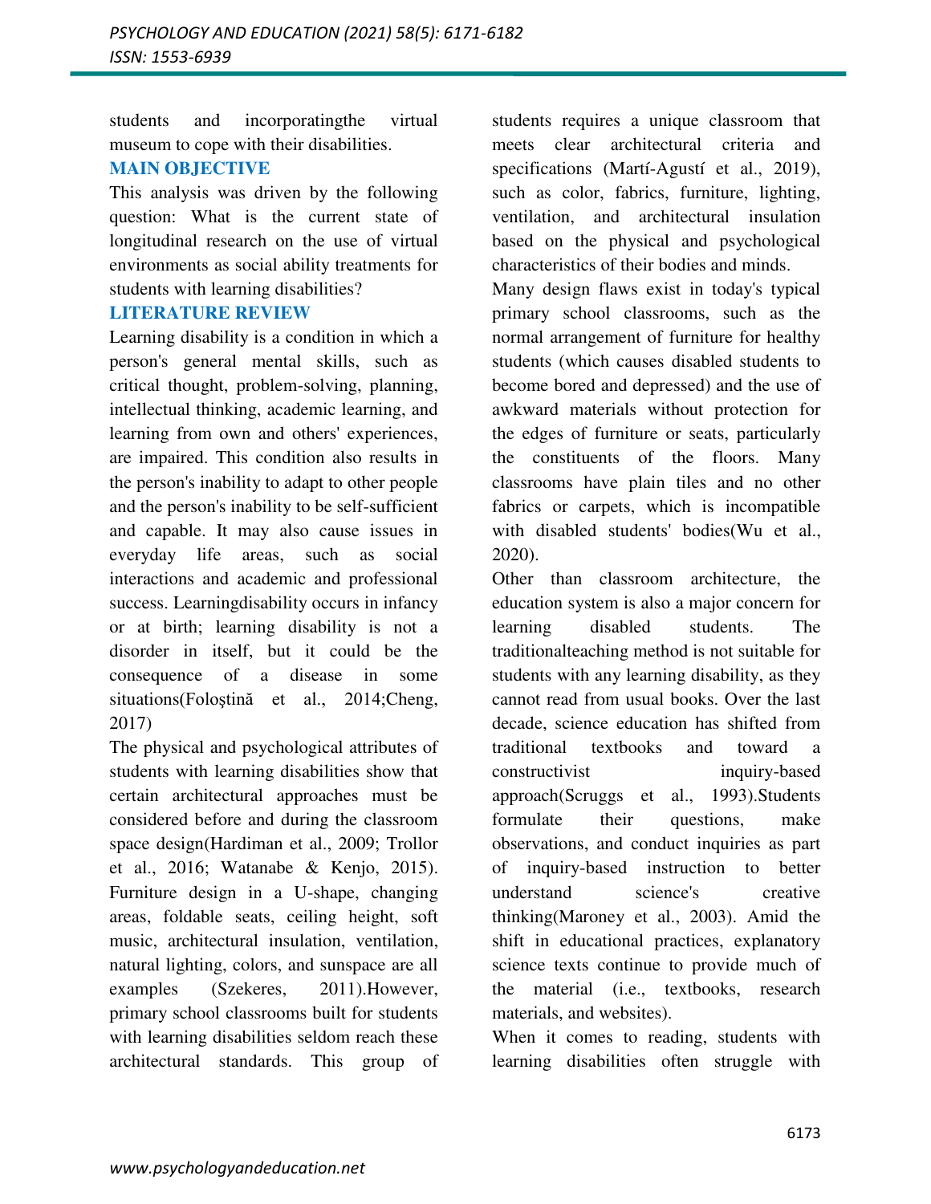students and incorporatingthe virtual museum to cope with their disabilities.

## MAIN OBJECTIVE

This analysis was driven by the following question: What is the current state of longitudinal research on the use of virtual environments as social ability treatments for students with learning disabilities?

## LITERATURE REVIEW

Learning disability is a condition in which a person's general mental skills, such as critical thought, problem-solving, planning, intellectual thinking, academic learning, and learning from own and others' experiences, are impaired. This condition also results in the person's inability to adapt to other people and the person's inability to be self-sufficient and capable. It may also cause issues in everyday life areas, such as social interactions and academic and professional success. Learningdisability occurs in infancy or at birth; learning disability is not a disorder in itself, but it could be the consequence of a disease in some situations(Foloştină et al., 2014;Cheng, 2017)

The physical and psychological attributes of students with learning disabilities show that certain architectural approaches must be considered before and during the classroom space design(Hardiman et al., 2009; Trollor et al., 2016; Watanabe & Kenjo, 2015). Furniture design in a U-shape, changing areas, foldable seats, ceiling height, soft music, architectural insulation, ventilation, natural lighting, colors, and sunspace are all examples (Szekeres, 2011).However, primary school classrooms built for students with learning disabilities seldom reach these architectural standards. This group of students requires a unique classroom that meets clear architectural criteria and specifications (Martí-Agustí et al., 2019), such as color, fabrics, furniture, lighting, ventilation, and architectural insulation based on the physical and psychological characteristics of their bodies and minds.

Many design flaws exist in today's typical primary school classrooms, such as the normal arrangement of furniture for healthy students (which causes disabled students to become bored and depressed) and the use of awkward materials without protection for the edges of furniture or seats, particularly the constituents of the floors. Many classrooms have plain tiles and no other fabrics or carpets, which is incompatible with disabled students' bodies(Wu et al., 2020).

Other than classroom architecture, the education system is also a major concern for learning disabled students. The traditionalteaching method is not suitable for students with any learning disability, as they cannot read from usual books. Over the last decade, science education has shifted from traditional textbooks and toward a constructivist inquiry-based approach(Scruggs et al., 1993).Students formulate their questions, make observations, and conduct inquiries as part of inquiry-based instruction to better understand science's creative thinking(Maroney et al., 2003). Amid the shift in educational practices, explanatory science texts continue to provide much of the material (i.e., textbooks, research materials, and websites).

When it comes to reading, students with learning disabilities often struggle with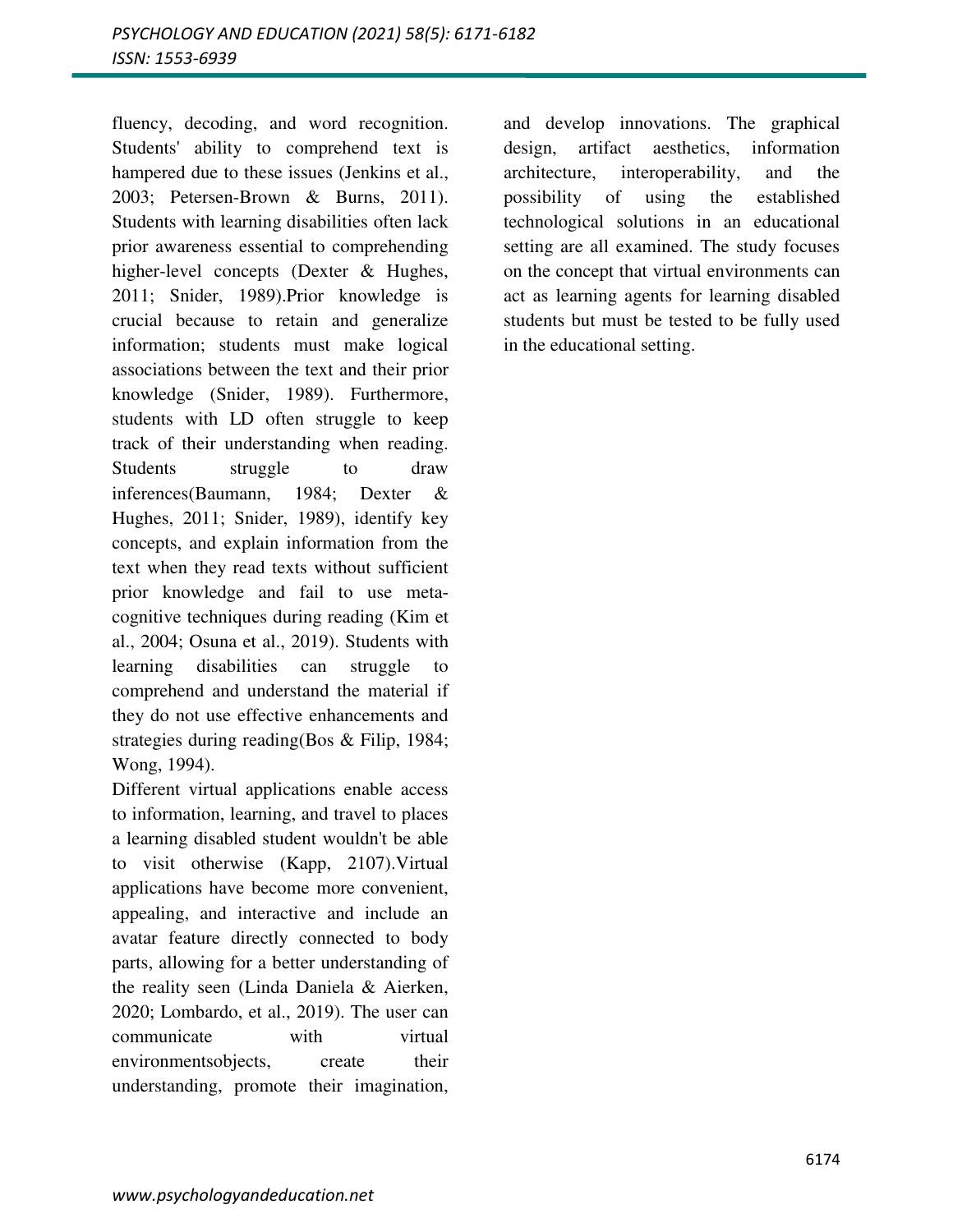fluency, decoding, and word recognition. Students' ability to comprehend text is hampered due to these issues (Jenkins et al., 2003; Petersen-Brown & Burns, 2011). Students with learning disabilities often lack prior awareness essential to comprehending higher-level concepts (Dexter & Hughes, 2011; Snider, 1989).Prior knowledge is crucial because to retain and generalize information; students must make logical associations between the text and their prior knowledge (Snider, 1989). Furthermore, students with LD often struggle to keep track of their understanding when reading. Students struggle to draw inferences(Baumann, 1984; Dexter & Hughes, 2011; Snider, 1989), identify key concepts, and explain information from the text when they read texts without sufficient prior knowledge and fail to use meta-cognitive techniques during reading (Kim et al., 2004; Osuna et al., 2019). Students with learning disabilities can struggle to comprehend and understand the material if they do not use effective enhancements and strategies during reading(Bos & Filip, 1984; Wong, 1994).

Different virtual applications enable access to information, learning, and travel to places a learning disabled student wouldn't be able to visit otherwise (Kapp, 2107).Virtual applications have become more convenient, appealing, and interactive and include an avatar feature directly connected to body parts, allowing for a better understanding of the reality seen (Linda Daniela & Aierken, 2020; Lombardo, et al., 2019). The user can communicate with virtual environmentsobjects, create their understanding, promote their imagination, and develop innovations. The graphical design, artifact aesthetics, information architecture, interoperability, and the possibility of using the established technological solutions in an educational setting are all examined. The study focuses on the concept that virtual environments can act as learning agents for learning disabled students but must be tested to be fully used in the educational setting.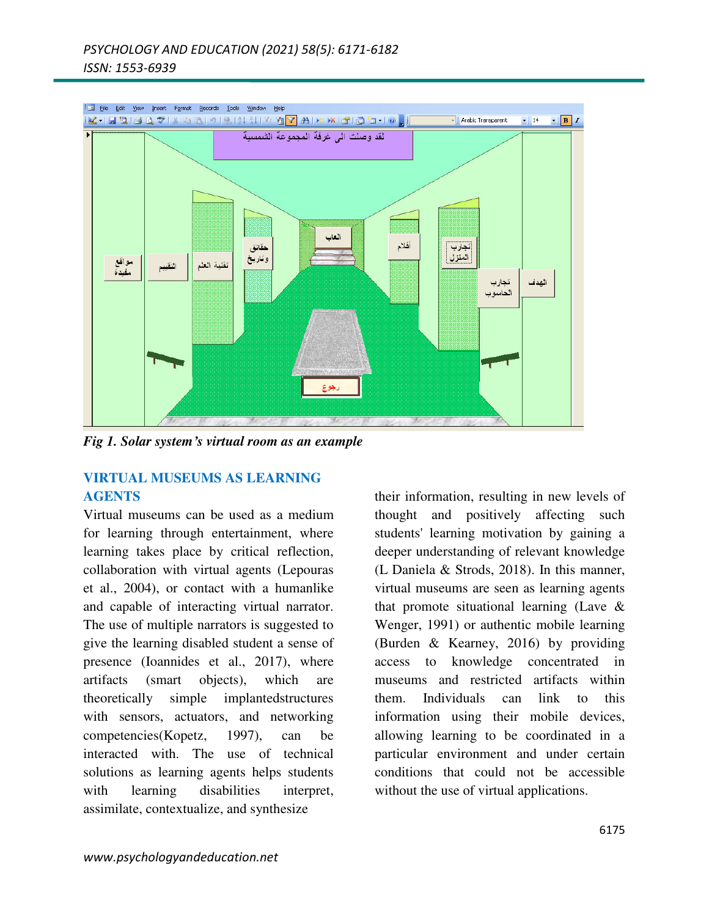*Fig 1. Solar system's virtual room as an example*

## VIRTUAL MUSEUMS AS LEARNING AGENTS

Virtual museums can be used as a medium for learning through entertainment, where learning takes place by critical reflection, collaboration with virtual agents (Lepouras et al., 2004), or contact with a humanlike and capable of interacting virtual narrator. The use of multiple narrators is suggested to give the learning disabled student a sense of presence (Ioannides et al., 2017), where artifacts (smart objects), which are theoretically simple implantedstructures with sensors, actuators, and networking competencies(Kopetz, 1997), can be interacted with. The use of technical solutions as learning agents helps students with learning disabilities interpret, assimilate, contextualize, and synthesize their information, resulting in new levels of thought and positively affecting such students' learning motivation by gaining a deeper understanding of relevant knowledge (L Daniela & Strods, 2018). In this manner, virtual museums are seen as learning agents that promote situational learning (Lave & Wenger, 1991) or authentic mobile learning (Burden & Kearney, 2016) by providing access to knowledge concentrated in museums and restricted artifacts within them. Individuals can link to this information using their mobile devices, allowing learning to be coordinated in a particular environment and under certain conditions that could not be accessible without the use of virtual applications.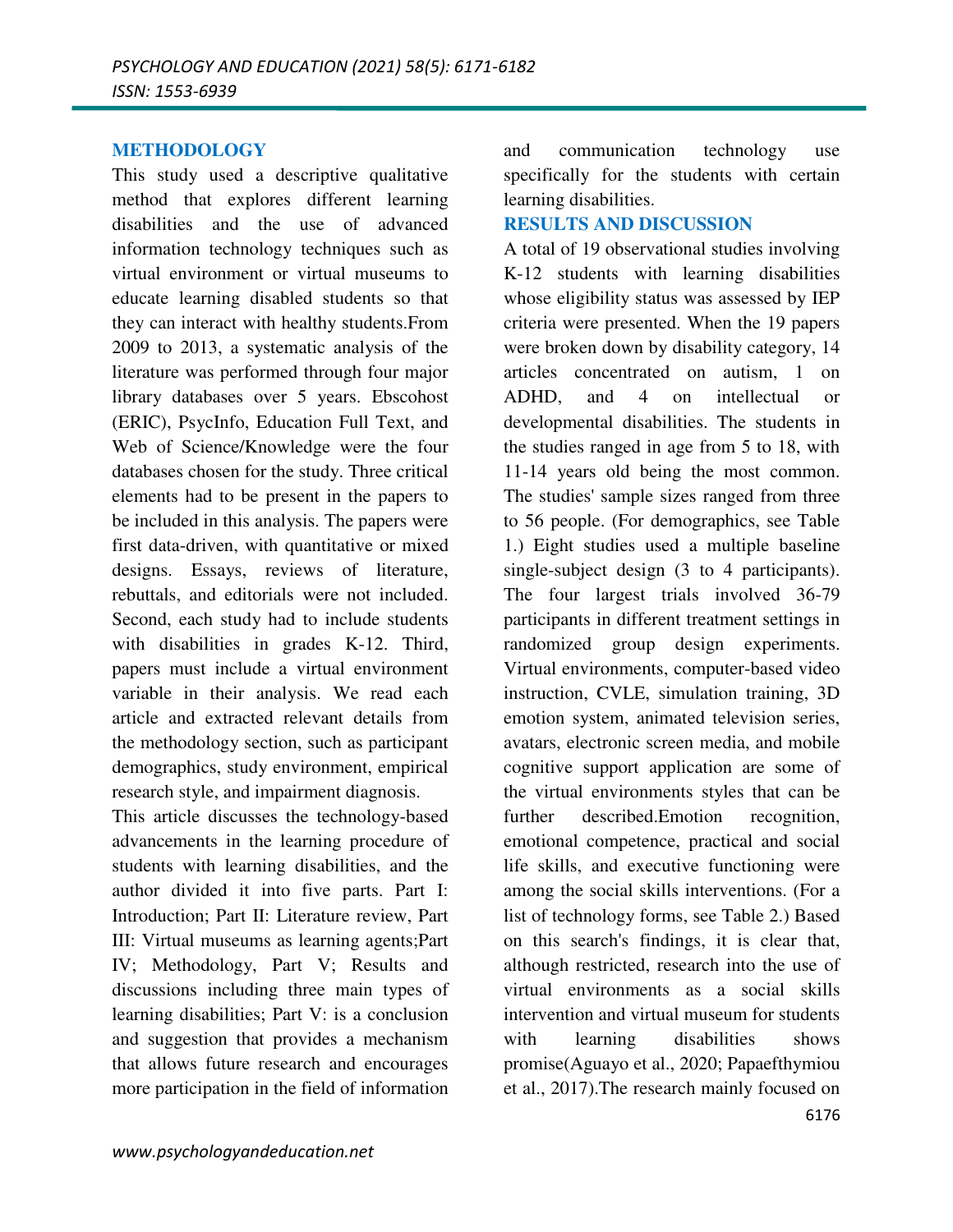## METHODOLOGY

This study used a descriptive qualitative method that explores different learning disabilities and the use of advanced information technology techniques such as virtual environment or virtual museums to educate learning disabled students so that they can interact with healthy students.From 2009 to 2013, a systematic analysis of the literature was performed through four major library databases over 5 years. Ebscohost (ERIC), PsycInfo, Education Full Text, and Web of Science/Knowledge were the four databases chosen for the study. Three critical elements had to be present in the papers to be included in this analysis. The papers were first data-driven, with quantitative or mixed designs. Essays, reviews of literature, rebuttals, and editorials were not included. Second, each study had to include students with disabilities in grades K-12. Third, papers must include a virtual environment variable in their analysis. We read each article and extracted relevant details from the methodology section, such as participant demographics, study environment, empirical research style, and impairment diagnosis.

This article discusses the technology-based advancements in the learning procedure of students with learning disabilities, and the author divided it into five parts. Part I: Introduction; Part II: Literature review, Part III: Virtual museums as learning agents;Part IV; Methodology, Part V; Results and discussions including three main types of learning disabilities; Part V: is a conclusion and suggestion that provides a mechanism that allows future research and encourages more participation in the field of information and communication technology use specifically for the students with certain learning disabilities.

## RESULTS AND DISCUSSION

A total of 19 observational studies involving K-12 students with learning disabilities whose eligibility status was assessed by IEP criteria were presented. When the 19 papers were broken down by disability category, 14 articles concentrated on autism, 1 on ADHD, and 4 on intellectual or developmental disabilities. The students in the studies ranged in age from 5 to 18, with 11-14 years old being the most common. The studies' sample sizes ranged from three to 56 people. (For demographics, see Table 1.) Eight studies used a multiple baseline single-subject design (3 to 4 participants). The four largest trials involved 36-79 participants in different treatment settings in randomized group design experiments. Virtual environments, computer-based video instruction, CVLE, simulation training, 3D emotion system, animated television series, avatars, electronic screen media, and mobile cognitive support application are some of the virtual environments styles that can be further described.Emotion recognition, emotional competence, practical and social life skills, and executive functioning were among the social skills interventions. (For a list of technology forms, see Table 2.) Based on this search's findings, it is clear that, although restricted, research into the use of virtual environments as a social skills intervention and virtual museum for students with learning disabilities shows promise(Aguayo et al., 2020; Papaefthymiou et al., 2017).The research mainly focused on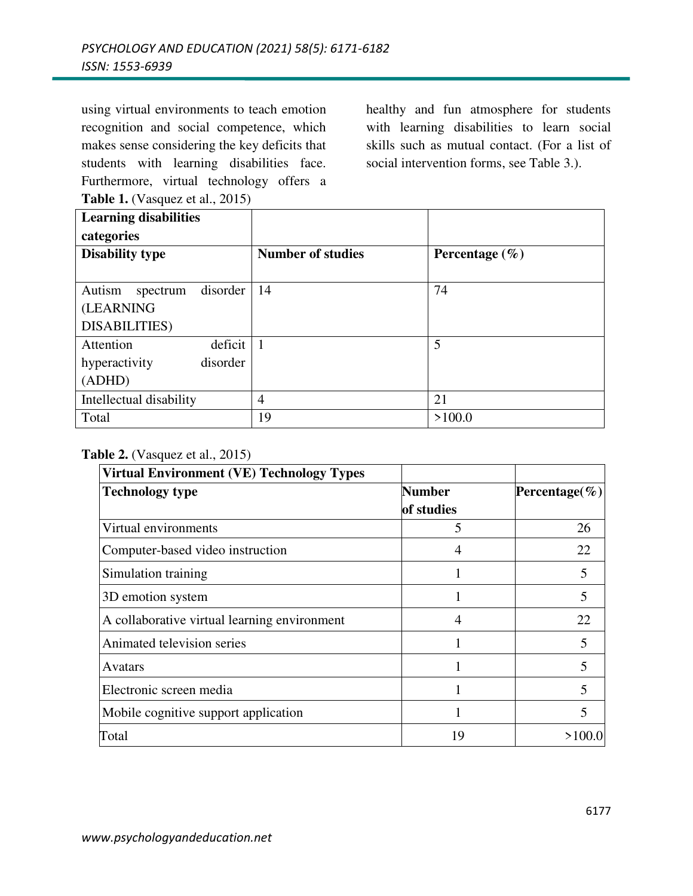using virtual environments to teach emotion recognition and social competence, which makes sense considering the key deficits that students with learning disabilities face. Furthermore, virtual technology offers a healthy and fun atmosphere for students with learning disabilities to learn social skills such as mutual contact. (For a list of social intervention forms, see Table 3.).

**Table 1.** (Vasquez et al., 2015)

| **Learning disabilities categories** | | |
|---|---|---|
| **Disability type** | **Number of studies** | **Percentage (%)** |
| Autism spectrum disorder (LEARNING DISABILITIES) | 14 | 74 |
| Attention deficit hyperactivity disorder (ADHD) | 1 | 5 |
| Intellectual disability | 4 | 21 |
| Total | 19 | >100.0 |

**Table 2.** (Vasquez et al., 2015)

| **Virtual Environment (VE) Technology Types** | | |
|---|---|---|
| **Technology type** | **Number of studies** | **Percentage(%)** |
| Virtual environments | 5 | 26 |
| Computer-based video instruction | 4 | 22 |
| Simulation training | 1 | 5 |
| 3D emotion system | 1 | 5 |
| A collaborative virtual learning environment | 4 | 22 |
| Animated television series | 1 | 5 |
| Avatars | 1 | 5 |
| Electronic screen media | 1 | 5 |
| Mobile cognitive support application | 1 | 5 |
| Total | 19 | >100.0 |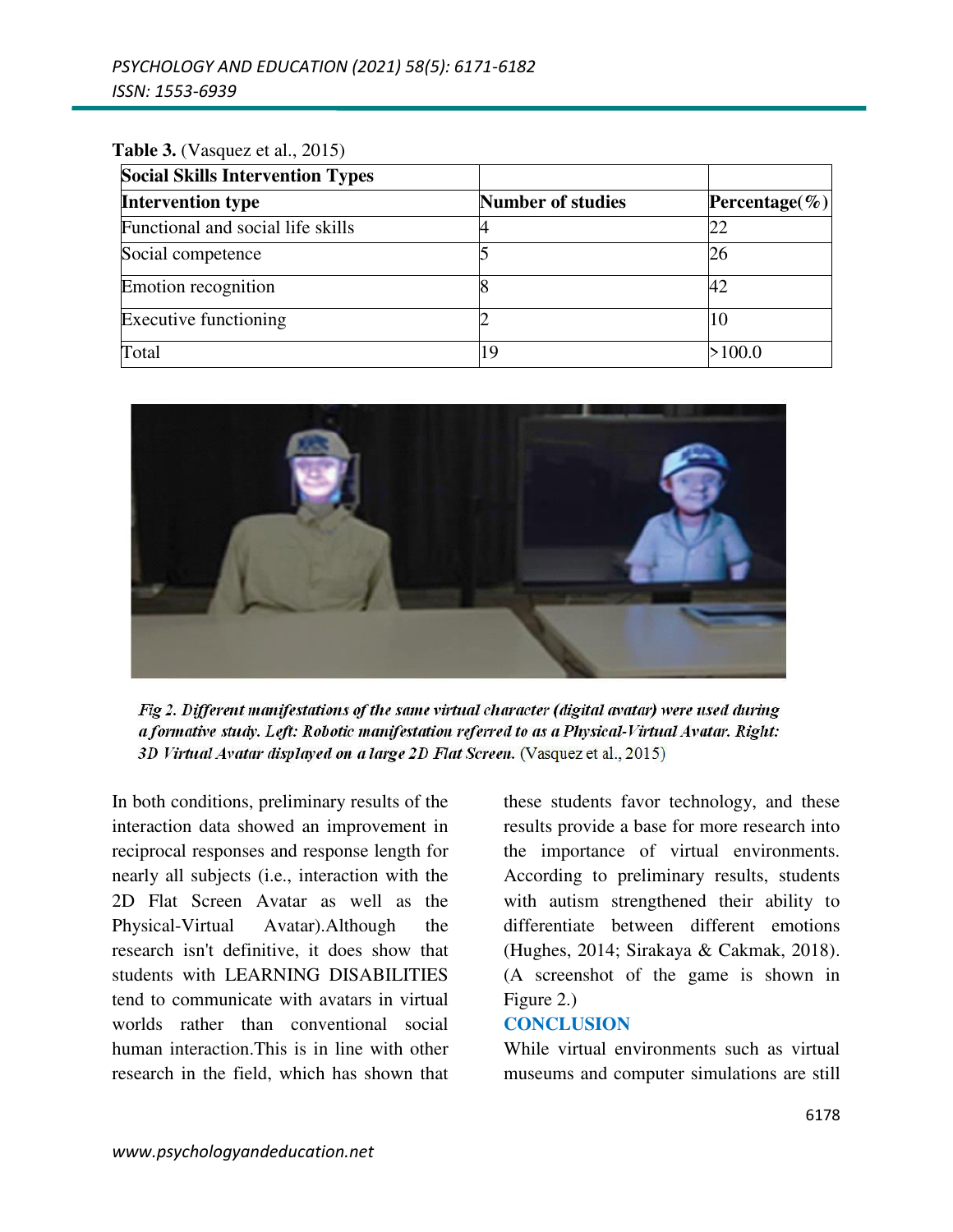**Table 3.** (Vasquez et al., 2015)

| Social Skills Intervention Types | | |
|---|---|---|
| **Intervention type** | **Number of studies** | **Percentage(%)** |
| Functional and social life skills | 4 | 22 |
| Social competence | 5 | 26 |
| Emotion recognition | 8 | 42 |
| Executive functioning | 2 | 10 |
| Total | 19 | >100.0 |

*Fig 2. Different manifestations of the same virtual character (digital avatar) were used during a formative study. Left: Robotic manifestation referred to as a Physical-Virtual Avatar. Right: 3D Virtual Avatar displayed on a large 2D Flat Screen.* (Vasquez et al., 2015)

In both conditions, preliminary results of the interaction data showed an improvement in reciprocal responses and response length for nearly all subjects (i.e., interaction with the 2D Flat Screen Avatar as well as the Physical-Virtual Avatar).Although the research isn't definitive, it does show that students with LEARNING DISABILITIES tend to communicate with avatars in virtual worlds rather than conventional social human interaction.This is in line with other research in the field, which has shown that these students favor technology, and these results provide a base for more research into the importance of virtual environments. According to preliminary results, students with autism strengthened their ability to differentiate between different emotions (Hughes, 2014; Sirakaya & Cakmak, 2018). (A screenshot of the game is shown in Figure 2.)

## CONCLUSION

While virtual environments such as virtual museums and computer simulations are still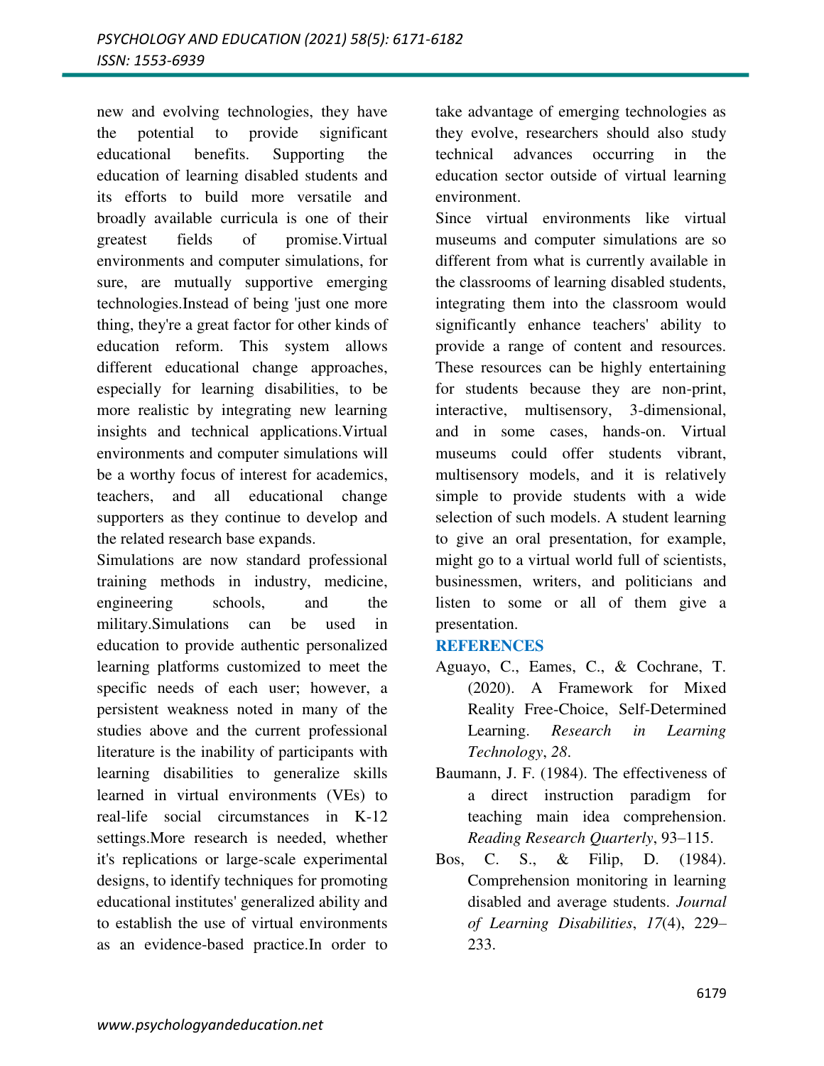new and evolving technologies, they have the potential to provide significant educational benefits. Supporting the education of learning disabled students and its efforts to build more versatile and broadly available curricula is one of their greatest fields of promise.Virtual environments and computer simulations, for sure, are mutually supportive emerging technologies.Instead of being 'just one more thing, they're a great factor for other kinds of education reform. This system allows different educational change approaches, especially for learning disabilities, to be more realistic by integrating new learning insights and technical applications.Virtual environments and computer simulations will be a worthy focus of interest for academics, teachers, and all educational change supporters as they continue to develop and the related research base expands.

Simulations are now standard professional training methods in industry, medicine, engineering schools, and the military.Simulations can be used in education to provide authentic personalized learning platforms customized to meet the specific needs of each user; however, a persistent weakness noted in many of the studies above and the current professional literature is the inability of participants with learning disabilities to generalize skills learned in virtual environments (VEs) to real-life social circumstances in K-12 settings.More research is needed, whether it's replications or large-scale experimental designs, to identify techniques for promoting educational institutes' generalized ability and to establish the use of virtual environments as an evidence-based practice.In order to take advantage of emerging technologies as they evolve, researchers should also study technical advances occurring in the education sector outside of virtual learning environment.

Since virtual environments like virtual museums and computer simulations are so different from what is currently available in the classrooms of learning disabled students, integrating them into the classroom would significantly enhance teachers' ability to provide a range of content and resources. These resources can be highly entertaining for students because they are non-print, interactive, multisensory, 3-dimensional, and in some cases, hands-on. Virtual museums could offer students vibrant, multisensory models, and it is relatively simple to provide students with a wide selection of such models. A student learning to give an oral presentation, for example, might go to a virtual world full of scientists, businessmen, writers, and politicians and listen to some or all of them give a presentation.

## REFERENCES

Aguayo, C., Eames, C., & Cochrane, T. (2020). A Framework for Mixed Reality Free-Choice, Self-Determined Learning. *Research in Learning Technology*, *28*.

Baumann, J. F. (1984). The effectiveness of a direct instruction paradigm for teaching main idea comprehension. *Reading Research Quarterly*, 93–115.

Bos, C. S., & Filip, D. (1984). Comprehension monitoring in learning disabled and average students. *Journal of Learning Disabilities*, *17*(4), 229–233.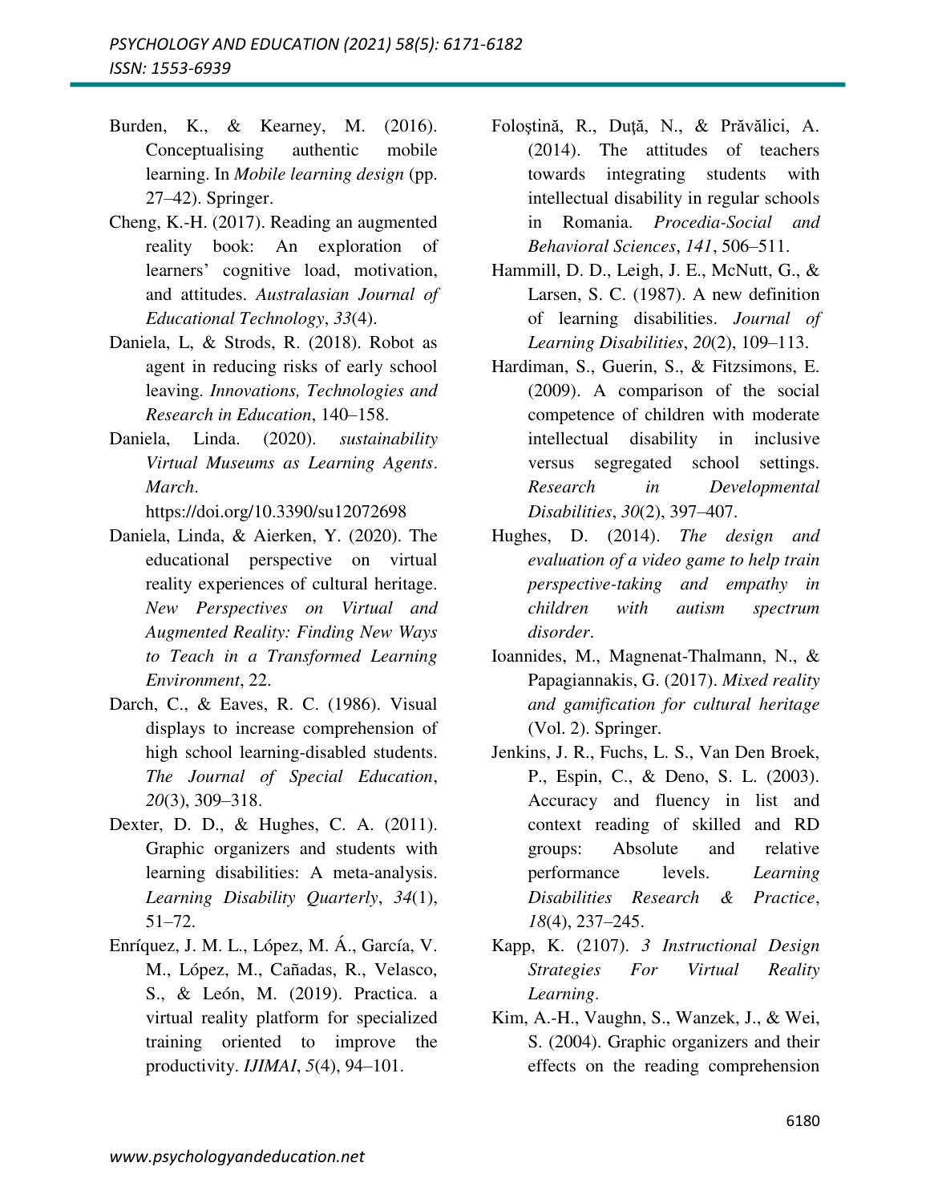Burden, K., & Kearney, M. (2016). Conceptualising authentic mobile learning. In *Mobile learning design* (pp. 27–42). Springer.

Cheng, K.-H. (2017). Reading an augmented reality book: An exploration of learners' cognitive load, motivation, and attitudes. *Australasian Journal of Educational Technology*, *33*(4).

Daniela, L, & Strods, R. (2018). Robot as agent in reducing risks of early school leaving. *Innovations, Technologies and Research in Education*, 140–158.

Daniela, Linda. (2020). *sustainability Virtual Museums as Learning Agents*. *March*. https://doi.org/10.3390/su12072698

Daniela, Linda, & Aierken, Y. (2020). The educational perspective on virtual reality experiences of cultural heritage. *New Perspectives on Virtual and Augmented Reality: Finding New Ways to Teach in a Transformed Learning Environment*, 22.

Darch, C., & Eaves, R. C. (1986). Visual displays to increase comprehension of high school learning-disabled students. *The Journal of Special Education*, *20*(3), 309–318.

Dexter, D. D., & Hughes, C. A. (2011). Graphic organizers and students with learning disabilities: A meta-analysis. *Learning Disability Quarterly*, *34*(1), 51–72.

Enríquez, J. M. L., López, M. Á., García, V. M., López, M., Cañadas, R., Velasco, S., & León, M. (2019). Practica. a virtual reality platform for specialized training oriented to improve the productivity. *IJIMAI*, *5*(4), 94–101.

Foloştină, R., Duţă, N., & Prăvălici, A. (2014). The attitudes of teachers towards integrating students with intellectual disability in regular schools in Romania. *Procedia-Social and Behavioral Sciences*, *141*, 506–511.

Hammill, D. D., Leigh, J. E., McNutt, G., & Larsen, S. C. (1987). A new definition of learning disabilities. *Journal of Learning Disabilities*, *20*(2), 109–113.

Hardiman, S., Guerin, S., & Fitzsimons, E. (2009). A comparison of the social competence of children with moderate intellectual disability in inclusive versus segregated school settings. *Research in Developmental Disabilities*, *30*(2), 397–407.

Hughes, D. (2014). *The design and evaluation of a video game to help train perspective-taking and empathy in children with autism spectrum disorder*.

Ioannides, M., Magnenat-Thalmann, N., & Papagiannakis, G. (2017). *Mixed reality and gamification for cultural heritage* (Vol. 2). Springer.

Jenkins, J. R., Fuchs, L. S., Van Den Broek, P., Espin, C., & Deno, S. L. (2003). Accuracy and fluency in list and context reading of skilled and RD groups: Absolute and relative performance levels. *Learning Disabilities Research & Practice*, *18*(4), 237–245.

Kapp, K. (2107). *3 Instructional Design Strategies For Virtual Reality Learning*.

Kim, A.-H., Vaughn, S., Wanzek, J., & Wei, S. (2004). Graphic organizers and their effects on the reading comprehension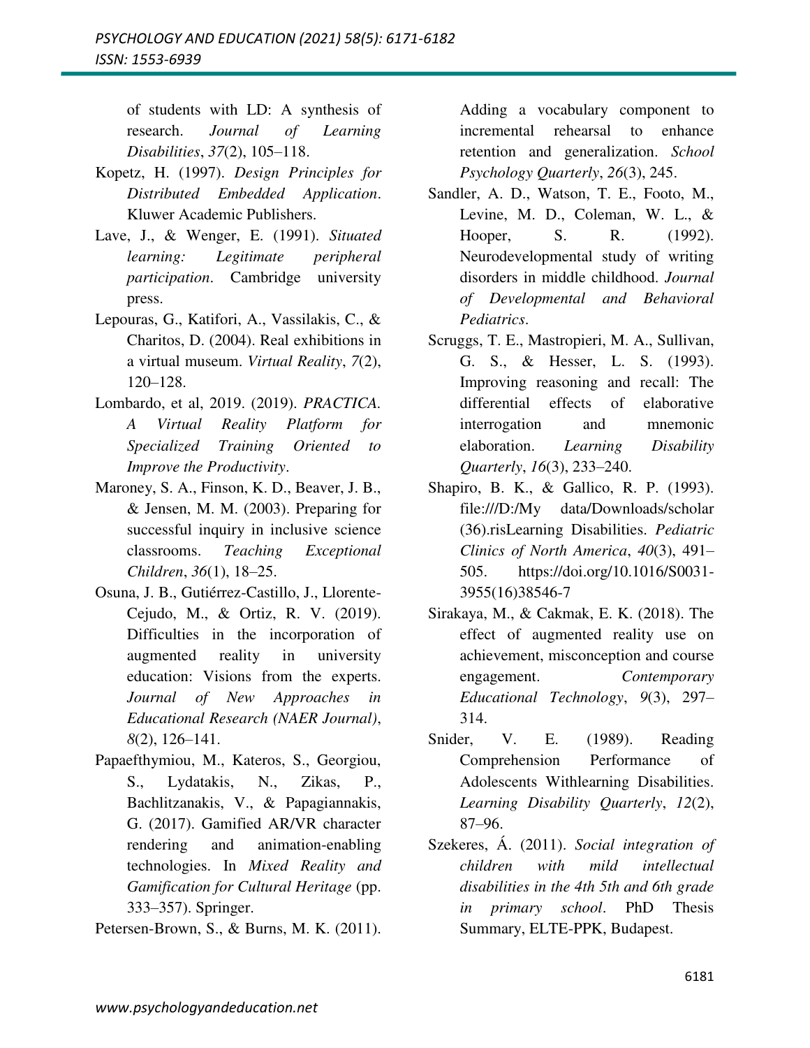of students with LD: A synthesis of research. *Journal of Learning Disabilities*, *37*(2), 105–118.

Kopetz, H. (1997). *Design Principles for Distributed Embedded Application*. Kluwer Academic Publishers.

Lave, J., & Wenger, E. (1991). *Situated learning: Legitimate peripheral participation*. Cambridge university press.

Lepouras, G., Katifori, A., Vassilakis, C., & Charitos, D. (2004). Real exhibitions in a virtual museum. *Virtual Reality*, *7*(2), 120–128.

Lombardo, et al, 2019. (2019). *PRACTICA. A Virtual Reality Platform for Specialized Training Oriented to Improve the Productivity*.

Maroney, S. A., Finson, K. D., Beaver, J. B., & Jensen, M. M. (2003). Preparing for successful inquiry in inclusive science classrooms. *Teaching Exceptional Children*, *36*(1), 18–25.

Osuna, J. B., Gutiérrez-Castillo, J., Llorente-Cejudo, M., & Ortiz, R. V. (2019). Difficulties in the incorporation of augmented reality in university education: Visions from the experts. *Journal of New Approaches in Educational Research (NAER Journal)*, *8*(2), 126–141.

Papaefthymiou, M., Kateros, S., Georgiou, S., Lydatakis, N., Zikas, P., Bachlitzanakis, V., & Papagiannakis, G. (2017). Gamified AR/VR character rendering and animation-enabling technologies. In *Mixed Reality and Gamification for Cultural Heritage* (pp. 333–357). Springer.

Petersen-Brown, S., & Burns, M. K. (2011). Adding a vocabulary component to incremental rehearsal to enhance retention and generalization. *School Psychology Quarterly*, *26*(3), 245.

Sandler, A. D., Watson, T. E., Footo, M., Levine, M. D., Coleman, W. L., & Hooper, S. R. (1992). Neurodevelopmental study of writing disorders in middle childhood. *Journal of Developmental and Behavioral Pediatrics*.

Scruggs, T. E., Mastropieri, M. A., Sullivan, G. S., & Hesser, L. S. (1993). Improving reasoning and recall: The differential effects of elaborative interrogation and mnemonic elaboration. *Learning Disability Quarterly*, *16*(3), 233–240.

Shapiro, B. K., & Gallico, R. P. (1993). file:///D:/My data/Downloads/scholar (36).risLearning Disabilities. *Pediatric Clinics of North America*, *40*(3), 491–505. https://doi.org/10.1016/S0031-3955(16)38546-7

Sirakaya, M., & Cakmak, E. K. (2018). The effect of augmented reality use on achievement, misconception and course engagement. *Contemporary Educational Technology*, *9*(3), 297–314.

Snider, V. E. (1989). Reading Comprehension Performance of Adolescents Withlearning Disabilities. *Learning Disability Quarterly*, *12*(2), 87–96.

Szekeres, Á. (2011). *Social integration of children with mild intellectual disabilities in the 4th 5th and 6th grade in primary school*. PhD Thesis Summary, ELTE-PPK, Budapest.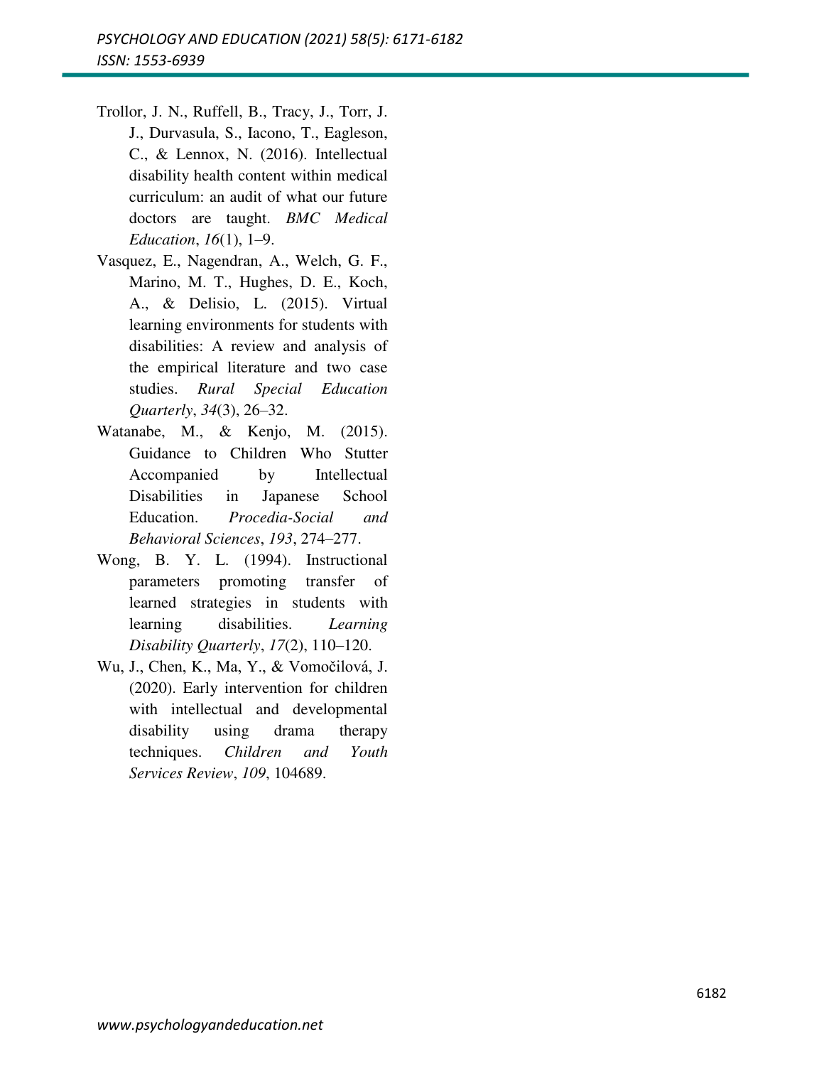Trollor, J. N., Ruffell, B., Tracy, J., Torr, J. J., Durvasula, S., Iacono, T., Eagleson, C., & Lennox, N. (2016). Intellectual disability health content within medical curriculum: an audit of what our future doctors are taught. *BMC Medical Education*, *16*(1), 1–9.

Vasquez, E., Nagendran, A., Welch, G. F., Marino, M. T., Hughes, D. E., Koch, A., & Delisio, L. (2015). Virtual learning environments for students with disabilities: A review and analysis of the empirical literature and two case studies. *Rural Special Education Quarterly*, *34*(3), 26–32.

Watanabe, M., & Kenjo, M. (2015). Guidance to Children Who Stutter Accompanied by Intellectual Disabilities in Japanese School Education. *Procedia-Social and Behavioral Sciences*, *193*, 274–277.

Wong, B. Y. L. (1994). Instructional parameters promoting transfer of learned strategies in students with learning disabilities. *Learning Disability Quarterly*, *17*(2), 110–120.

Wu, J., Chen, K., Ma, Y., & Vomočilová, J. (2020). Early intervention for children with intellectual and developmental disability using drama therapy techniques. *Children and Youth Services Review*, *109*, 104689.